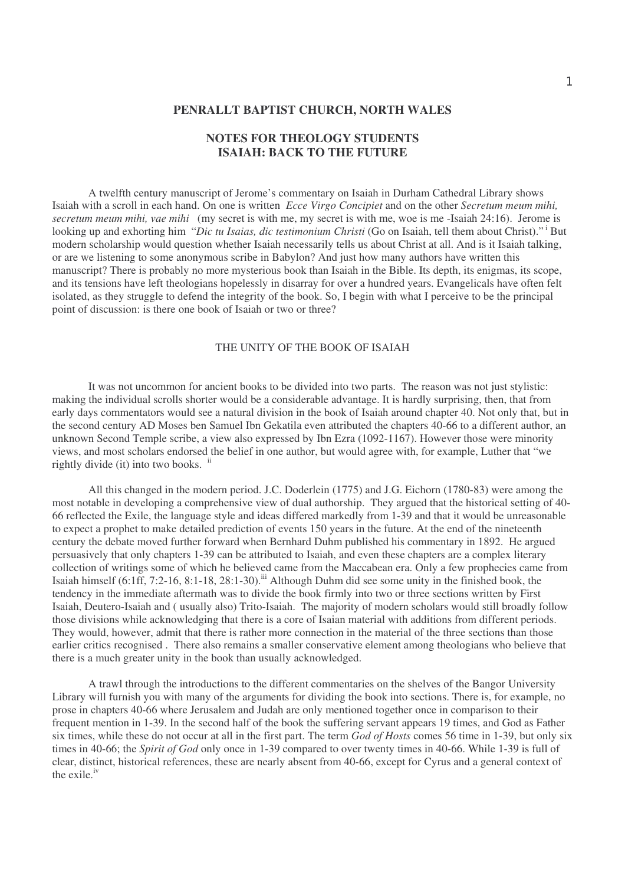# PENRALLT BAPTIST CHURCH, NORTH WALES

## NOTES FOR THEOLOGY STUDENTS
## ISAIAH: BACK TO THE FUTURE

A twelfth century manuscript of Jerome's commentary on Isaiah in Durham Cathedral Library shows Isaiah with a scroll in each hand. On one is written *Ecce Virgo Concipiet* and on the other *Secretum meum mihi, secretum meum mihi, vae mihi* (my secret is with me, my secret is with me, woe is me -Isaiah 24:16). Jerome is looking up and exhorting him "*Dic tu Isaias, dic testimonium Christi* (Go on Isaiah, tell them about Christ)."[i] But modern scholarship would question whether Isaiah necessarily tells us about Christ at all. And is it Isaiah talking, or are we listening to some anonymous scribe in Babylon? And just how many authors have written this manuscript? There is probably no more mysterious book than Isaiah in the Bible. Its depth, its enigmas, its scope, and its tensions have left theologians hopelessly in disarray for over a hundred years. Evangelicals have often felt isolated, as they struggle to defend the integrity of the book. So, I begin with what I perceive to be the principal point of discussion: is there one book of Isaiah or two or three?

### THE UNITY OF THE BOOK OF ISAIAH

It was not uncommon for ancient books to be divided into two parts. The reason was not just stylistic: making the individual scrolls shorter would be a considerable advantage. It is hardly surprising, then, that from early days commentators would see a natural division in the book of Isaiah around chapter 40. Not only that, but in the second century AD Moses ben Samuel Ibn Gekatila even attributed the chapters 40-66 to a different author, an unknown Second Temple scribe, a view also expressed by Ibn Ezra (1092-1167). However those were minority views, and most scholars endorsed the belief in one author, but would agree with, for example, Luther that "we rightly divide (it) into two books. [ii]

All this changed in the modern period. J.C. Doderlein (1775) and J.G. Eichorn (1780-83) were among the most notable in developing a comprehensive view of dual authorship. They argued that the historical setting of 40-66 reflected the Exile, the language style and ideas differed markedly from 1-39 and that it would be unreasonable to expect a prophet to make detailed prediction of events 150 years in the future. At the end of the nineteenth century the debate moved further forward when Bernhard Duhm published his commentary in 1892. He argued persuasively that only chapters 1-39 can be attributed to Isaiah, and even these chapters are a complex literary collection of writings some of which he believed came from the Maccabean era. Only a few prophecies came from Isaiah himself (6:1ff, 7:2-16, 8:1-18, 28:1-30).[iii] Although Duhm did see some unity in the finished book, the tendency in the immediate aftermath was to divide the book firmly into two or three sections written by First Isaiah, Deutero-Isaiah and ( usually also) Trito-Isaiah. The majority of modern scholars would still broadly follow those divisions while acknowledging that there is a core of Isaian material with additions from different periods. They would, however, admit that there is rather more connection in the material of the three sections than those earlier critics recognised . There also remains a smaller conservative element among theologians who believe that there is a much greater unity in the book than usually acknowledged.

A trawl through the introductions to the different commentaries on the shelves of the Bangor University Library will furnish you with many of the arguments for dividing the book into sections. There is, for example, no prose in chapters 40-66 where Jerusalem and Judah are only mentioned together once in comparison to their frequent mention in 1-39. In the second half of the book the suffering servant appears 19 times, and God as Father six times, while these do not occur at all in the first part. The term *God of Hosts* comes 56 time in 1-39, but only six times in 40-66; the *Spirit of God* only once in 1-39 compared to over twenty times in 40-66. While 1-39 is full of clear, distinct, historical references, these are nearly absent from 40-66, except for Cyrus and a general context of the exile.[iv]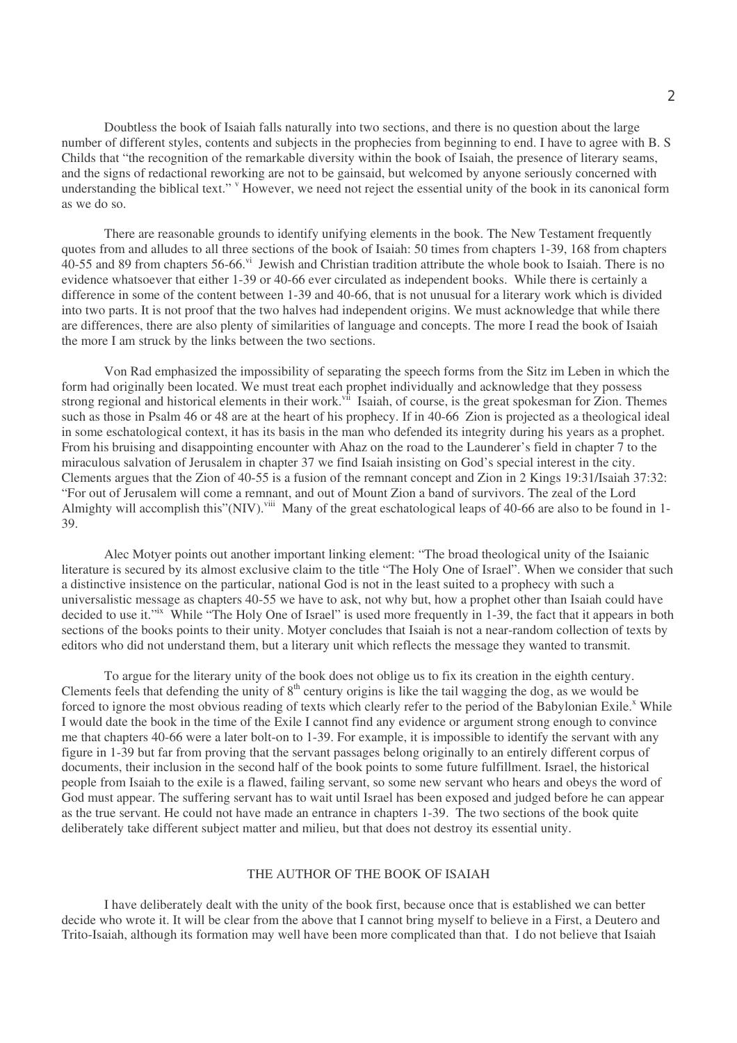Doubtless the book of Isaiah falls naturally into two sections, and there is no question about the large number of different styles, contents and subjects in the prophecies from beginning to end. I have to agree with B. S Childs that "the recognition of the remarkable diversity within the book of Isaiah, the presence of literary seams, and the signs of redactional reworking are not to be gainsaid, but welcomed by anyone seriously concerned with understanding the biblical text." [v] However, we need not reject the essential unity of the book in its canonical form as we do so.

There are reasonable grounds to identify unifying elements in the book. The New Testament frequently quotes from and alludes to all three sections of the book of Isaiah: 50 times from chapters 1-39, 168 from chapters 40-55 and 89 from chapters 56-66.[vi] Jewish and Christian tradition attribute the whole book to Isaiah. There is no evidence whatsoever that either 1-39 or 40-66 ever circulated as independent books. While there is certainly a difference in some of the content between 1-39 and 40-66, that is not unusual for a literary work which is divided into two parts. It is not proof that the two halves had independent origins. We must acknowledge that while there are differences, there are also plenty of similarities of language and concepts. The more I read the book of Isaiah the more I am struck by the links between the two sections.

Von Rad emphasized the impossibility of separating the speech forms from the Sitz im Leben in which the form had originally been located. We must treat each prophet individually and acknowledge that they possess strong regional and historical elements in their work.[vii] Isaiah, of course, is the great spokesman for Zion. Themes such as those in Psalm 46 or 48 are at the heart of his prophecy. If in 40-66 Zion is projected as a theological ideal in some eschatological context, it has its basis in the man who defended its integrity during his years as a prophet. From his bruising and disappointing encounter with Ahaz on the road to the Launderer's field in chapter 7 to the miraculous salvation of Jerusalem in chapter 37 we find Isaiah insisting on God's special interest in the city. Clements argues that the Zion of 40-55 is a fusion of the remnant concept and Zion in 2 Kings 19:31/Isaiah 37:32: "For out of Jerusalem will come a remnant, and out of Mount Zion a band of survivors. The zeal of the Lord Almighty will accomplish this"(NIV).[viii] Many of the great eschatological leaps of 40-66 are also to be found in 1-39.

Alec Motyer points out another important linking element: "The broad theological unity of the Isaianic literature is secured by its almost exclusive claim to the title "The Holy One of Israel". When we consider that such a distinctive insistence on the particular, national God is not in the least suited to a prophecy with such a universalistic message as chapters 40-55 we have to ask, not why but, how a prophet other than Isaiah could have decided to use it."[ix] While "The Holy One of Israel" is used more frequently in 1-39, the fact that it appears in both sections of the books points to their unity. Motyer concludes that Isaiah is not a near-random collection of texts by editors who did not understand them, but a literary unit which reflects the message they wanted to transmit.

To argue for the literary unity of the book does not oblige us to fix its creation in the eighth century. Clements feels that defending the unity of 8th century origins is like the tail wagging the dog, as we would be forced to ignore the most obvious reading of texts which clearly refer to the period of the Babylonian Exile.[x] While I would date the book in the time of the Exile I cannot find any evidence or argument strong enough to convince me that chapters 40-66 were a later bolt-on to 1-39. For example, it is impossible to identify the servant with any figure in 1-39 but far from proving that the servant passages belong originally to an entirely different corpus of documents, their inclusion in the second half of the book points to some future fulfillment. Israel, the historical people from Isaiah to the exile is a flawed, failing servant, so some new servant who hears and obeys the word of God must appear. The suffering servant has to wait until Israel has been exposed and judged before he can appear as the true servant. He could not have made an entrance in chapters 1-39. The two sections of the book quite deliberately take different subject matter and milieu, but that does not destroy its essential unity.

## THE AUTHOR OF THE BOOK OF ISAIAH

I have deliberately dealt with the unity of the book first, because once that is established we can better decide who wrote it. It will be clear from the above that I cannot bring myself to believe in a First, a Deutero and Trito-Isaiah, although its formation may well have been more complicated than that. I do not believe that Isaiah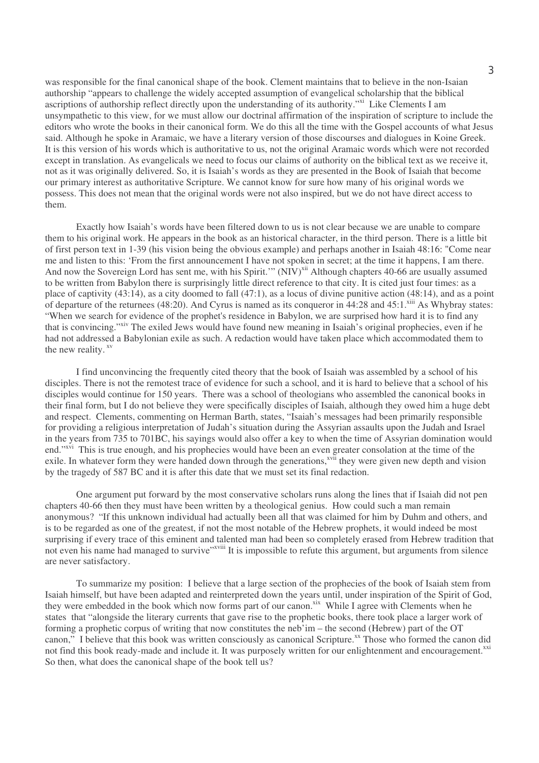was responsible for the final canonical shape of the book. Clement maintains that to believe in the non-Isaian authorship "appears to challenge the widely accepted assumption of evangelical scholarship that the biblical ascriptions of authorship reflect directly upon the understanding of its authority."[xi] Like Clements I am unsympathetic to this view, for we must allow our doctrinal affirmation of the inspiration of scripture to include the editors who wrote the books in their canonical form. We do this all the time with the Gospel accounts of what Jesus said. Although he spoke in Aramaic, we have a literary version of those discourses and dialogues in Koine Greek. It is this version of his words which is authoritative to us, not the original Aramaic words which were not recorded except in translation. As evangelicals we need to focus our claims of authority on the biblical text as we receive it, not as it was originally delivered. So, it is Isaiah's words as they are presented in the Book of Isaiah that become our primary interest as authoritative Scripture. We cannot know for sure how many of his original words we possess. This does not mean that the original words were not also inspired, but we do not have direct access to them.

Exactly how Isaiah's words have been filtered down to us is not clear because we are unable to compare them to his original work. He appears in the book as an historical character, in the third person. There is a little bit of first person text in 1-39 (his vision being the obvious example) and perhaps another in Isaiah 48:16: "Come near me and listen to this: 'From the first announcement I have not spoken in secret; at the time it happens, I am there. And now the Sovereign Lord has sent me, with his Spirit.'" (NIV)[xii] Although chapters 40-66 are usually assumed to be written from Babylon there is surprisingly little direct reference to that city. It is cited just four times: as a place of captivity (43:14), as a city doomed to fall (47:1), as a locus of divine punitive action (48:14), and as a point of departure of the returnees (48:20). And Cyrus is named as its conqueror in 44:28 and 45:1.[xiii] As Whybray states: "When we search for evidence of the prophet's residence in Babylon, we are surprised how hard it is to find any that is convincing."[xiv] The exiled Jews would have found new meaning in Isaiah's original prophecies, even if he had not addressed a Babylonian exile as such. A redaction would have taken place which accommodated them to the new reality.[xv]

I find unconvincing the frequently cited theory that the book of Isaiah was assembled by a school of his disciples. There is not the remotest trace of evidence for such a school, and it is hard to believe that a school of his disciples would continue for 150 years. There was a school of theologians who assembled the canonical books in their final form, but I do not believe they were specifically disciples of Isaiah, although they owed him a huge debt and respect. Clements, commenting on Herman Barth, states, "Isaiah's messages had been primarily responsible for providing a religious interpretation of Judah's situation during the Assyrian assaults upon the Judah and Israel in the years from 735 to 701BC, his sayings would also offer a key to when the time of Assyrian domination would end."[xvi] This is true enough, and his prophecies would have been an even greater consolation at the time of the exile. In whatever form they were handed down through the generations,[xvii] they were given new depth and vision by the tragedy of 587 BC and it is after this date that we must set its final redaction.

One argument put forward by the most conservative scholars runs along the lines that if Isaiah did not pen chapters 40-66 then they must have been written by a theological genius. How could such a man remain anonymous? "If this unknown individual had actually been all that was claimed for him by Duhm and others, and is to be regarded as one of the greatest, if not the most notable of the Hebrew prophets, it would indeed be most surprising if every trace of this eminent and talented man had been so completely erased from Hebrew tradition that not even his name had managed to survive"[xviii] It is impossible to refute this argument, but arguments from silence are never satisfactory.

To summarize my position: I believe that a large section of the prophecies of the book of Isaiah stem from Isaiah himself, but have been adapted and reinterpreted down the years until, under inspiration of the Spirit of God, they were embedded in the book which now forms part of our canon.[xix] While I agree with Clements when he states that "alongside the literary currents that gave rise to the prophetic books, there took place a larger work of forming a prophetic corpus of writing that now constitutes the neb'im – the second (Hebrew) part of the OT canon," I believe that this book was written consciously as canonical Scripture.[xx] Those who formed the canon did not find this book ready-made and include it. It was purposely written for our enlightenment and encouragement.[xxi] So then, what does the canonical shape of the book tell us?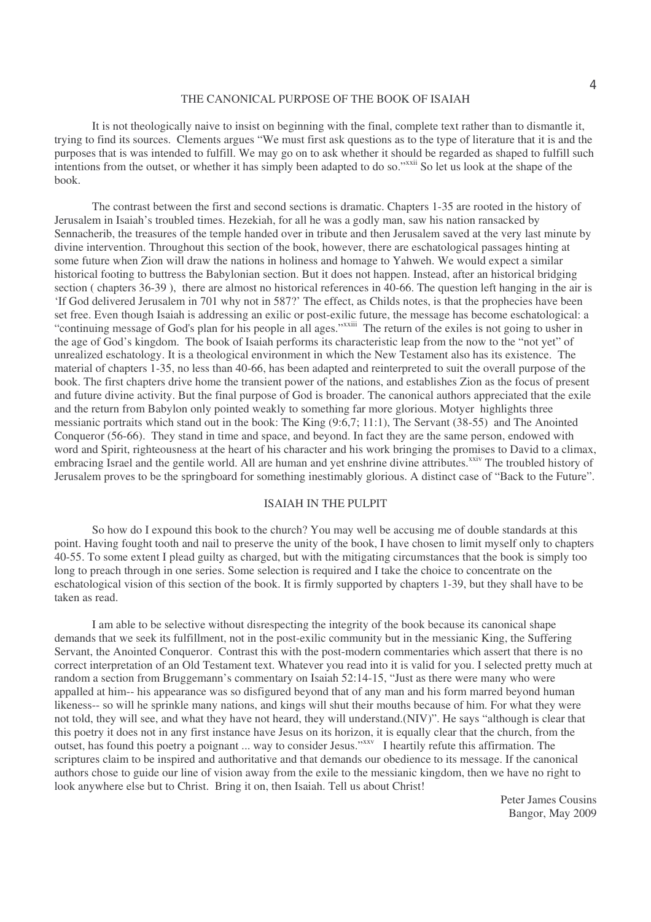## THE CANONICAL PURPOSE OF THE BOOK OF ISAIAH

It is not theologically naive to insist on beginning with the final, complete text rather than to dismantle it, trying to find its sources. Clements argues "We must first ask questions as to the type of literature that it is and the purposes that is was intended to fulfill. We may go on to ask whether it should be regarded as shaped to fulfill such intentions from the outset, or whether it has simply been adapted to do so."[xxii] So let us look at the shape of the book.

The contrast between the first and second sections is dramatic. Chapters 1-35 are rooted in the history of Jerusalem in Isaiah's troubled times. Hezekiah, for all he was a godly man, saw his nation ransacked by Sennacherib, the treasures of the temple handed over in tribute and then Jerusalem saved at the very last minute by divine intervention. Throughout this section of the book, however, there are eschatological passages hinting at some future when Zion will draw the nations in holiness and homage to Yahweh. We would expect a similar historical footing to buttress the Babylonian section. But it does not happen. Instead, after an historical bridging section ( chapters 36-39 ), there are almost no historical references in 40-66. The question left hanging in the air is 'If God delivered Jerusalem in 701 why not in 587?' The effect, as Childs notes, is that the prophecies have been set free. Even though Isaiah is addressing an exilic or post-exilic future, the message has become eschatological: a "continuing message of God's plan for his people in all ages."[xxiii] The return of the exiles is not going to usher in the age of God's kingdom. The book of Isaiah performs its characteristic leap from the now to the "not yet" of unrealized eschatology. It is a theological environment in which the New Testament also has its existence. The material of chapters 1-35, no less than 40-66, has been adapted and reinterpreted to suit the overall purpose of the book. The first chapters drive home the transient power of the nations, and establishes Zion as the focus of present and future divine activity. But the final purpose of God is broader. The canonical authors appreciated that the exile and the return from Babylon only pointed weakly to something far more glorious. Motyer highlights three messianic portraits which stand out in the book: The King (9:6,7; 11:1), The Servant (38-55) and The Anointed Conqueror (56-66). They stand in time and space, and beyond. In fact they are the same person, endowed with word and Spirit, righteousness at the heart of his character and his work bringing the promises to David to a climax, embracing Israel and the gentile world. All are human and yet enshrine divine attributes.[xxiv] The troubled history of Jerusalem proves to be the springboard for something inestimably glorious. A distinct case of "Back to the Future".

## ISAIAH IN THE PULPIT

So how do I expound this book to the church? You may well be accusing me of double standards at this point. Having fought tooth and nail to preserve the unity of the book, I have chosen to limit myself only to chapters 40-55. To some extent I plead guilty as charged, but with the mitigating circumstances that the book is simply too long to preach through in one series. Some selection is required and I take the choice to concentrate on the eschatological vision of this section of the book. It is firmly supported by chapters 1-39, but they shall have to be taken as read.

I am able to be selective without disrespecting the integrity of the book because its canonical shape demands that we seek its fulfillment, not in the post-exilic community but in the messianic King, the Suffering Servant, the Anointed Conqueror. Contrast this with the post-modern commentaries which assert that there is no correct interpretation of an Old Testament text. Whatever you read into it is valid for you. I selected pretty much at random a section from Bruggemann's commentary on Isaiah 52:14-15, "Just as there were many who were appalled at him-- his appearance was so disfigured beyond that of any man and his form marred beyond human likeness-- so will he sprinkle many nations, and kings will shut their mouths because of him. For what they were not told, they will see, and what they have not heard, they will understand.(NIV)". He says "although is clear that this poetry it does not in any first instance have Jesus on its horizon, it is equally clear that the church, from the outset, has found this poetry a poignant ... way to consider Jesus."[xxv] I heartily refute this affirmation. The scriptures claim to be inspired and authoritative and that demands our obedience to its message. If the canonical authors chose to guide our line of vision away from the exile to the messianic kingdom, then we have no right to look anywhere else but to Christ. Bring it on, then Isaiah. Tell us about Christ!

Peter James Cousins
Bangor, May 2009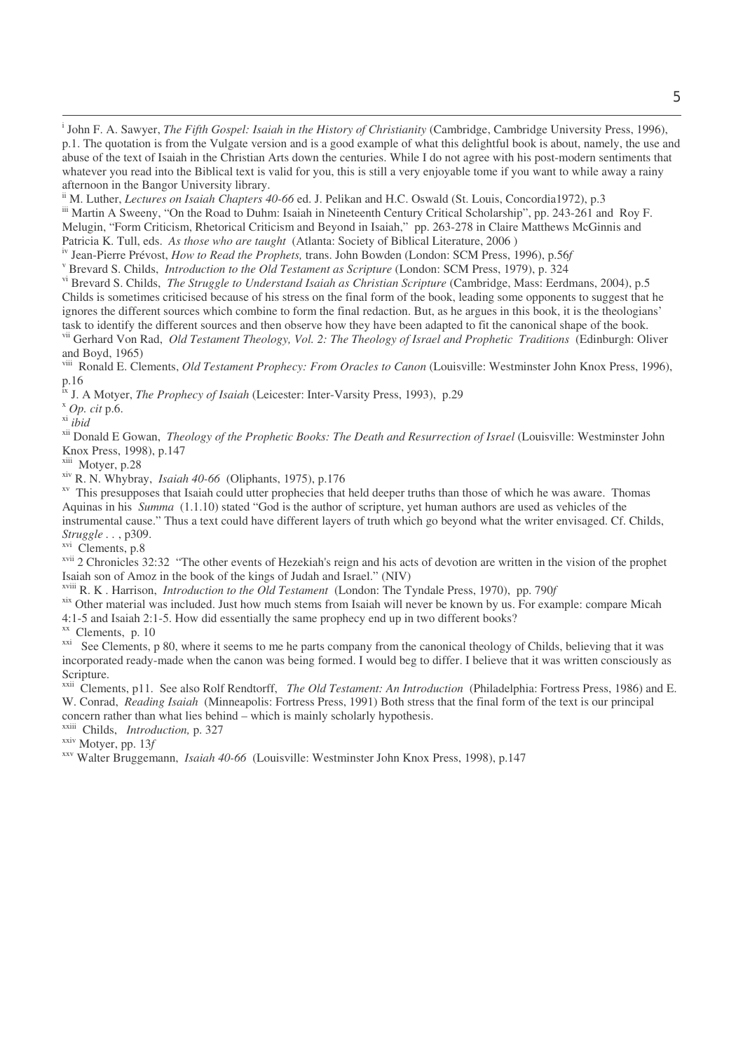[i] John F. A. Sawyer, *The Fifth Gospel: Isaiah in the History of Christianity* (Cambridge, Cambridge University Press, 1996), p.1. The quotation is from the Vulgate version and is a good example of what this delightful book is about, namely, the use and abuse of the text of Isaiah in the Christian Arts down the centuries. While I do not agree with his post-modern sentiments that whatever you read into the Biblical text is valid for you, this is still a very enjoyable tome if you want to while away a rainy afternoon in the Bangor University library.

[ii] M. Luther, *Lectures on Isaiah Chapters 40-66* ed. J. Pelikan and H.C. Oswald (St. Louis, Concordia1972), p.3

[iii] Martin A Sweeny, "On the Road to Duhm: Isaiah in Nineteenth Century Critical Scholarship", pp. 243-261 and Roy F. Melugin, "Form Criticism, Rhetorical Criticism and Beyond in Isaiah," pp. 263-278 in Claire Matthews McGinnis and Patricia K. Tull, eds. *As those who are taught* (Atlanta: Society of Biblical Literature, 2006 )

[iv] Jean-Pierre Prévost, *How to Read the Prophets,* trans. John Bowden (London: SCM Press, 1996), p.56*f*

[v] Brevard S. Childs, *Introduction to the Old Testament as Scripture* (London: SCM Press, 1979), p. 324

[vi] Brevard S. Childs, *The Struggle to Understand Isaiah as Christian Scripture* (Cambridge, Mass: Eerdmans, 2004), p.5 Childs is sometimes criticised because of his stress on the final form of the book, leading some opponents to suggest that he ignores the different sources which combine to form the final redaction. But, as he argues in this book, it is the theologians' task to identify the different sources and then observe how they have been adapted to fit the canonical shape of the book.

[vii] Gerhard Von Rad, *Old Testament Theology, Vol. 2: The Theology of Israel and Prophetic Traditions* (Edinburgh: Oliver and Boyd, 1965)

[viii] Ronald E. Clements, *Old Testament Prophecy: From Oracles to Canon* (Louisville: Westminster John Knox Press, 1996), p.16

[ix] J. A Motyer, *The Prophecy of Isaiah* (Leicester: Inter-Varsity Press, 1993), p.29

[x] *Op. cit* p.6.

[xi] *ibid*

[xii] Donald E Gowan, *Theology of the Prophetic Books: The Death and Resurrection of Israel* (Louisville: Westminster John Knox Press, 1998), p.147

[xiii] Motyer, p.28

[xiv] R. N. Whybray, *Isaiah 40-66* (Oliphants, 1975), p.176

[xv] This presupposes that Isaiah could utter prophecies that held deeper truths than those of which he was aware. Thomas Aquinas in his *Summa* (1.1.10) stated "God is the author of scripture, yet human authors are used as vehicles of the instrumental cause." Thus a text could have different layers of truth which go beyond what the writer envisaged. Cf. Childs, *Struggle . . ,* p309.

[xvi] Clements, p.8

[xvii] 2 Chronicles 32:32 "The other events of Hezekiah's reign and his acts of devotion are written in the vision of the prophet Isaiah son of Amoz in the book of the kings of Judah and Israel." (NIV)

[xviii] R. K . Harrison, *Introduction to the Old Testament* (London: The Tyndale Press, 1970), pp. 790*f*

[xix] Other material was included. Just how much stems from Isaiah will never be known by us. For example: compare Micah 4:1-5 and Isaiah 2:1-5. How did essentially the same prophecy end up in two different books?

[xx] Clements, p. 10

[xxi] See Clements, p 80, where it seems to me he parts company from the canonical theology of Childs, believing that it was incorporated ready-made when the canon was being formed. I would beg to differ. I believe that it was written consciously as Scripture.

[xxii] Clements, p11. See also Rolf Rendtorff, *The Old Testament: An Introduction* (Philadelphia: Fortress Press, 1986) and E. W. Conrad, *Reading Isaiah* (Minneapolis: Fortress Press, 1991) Both stress that the final form of the text is our principal concern rather than what lies behind – which is mainly scholarly hypothesis.

[xxiii] Childs, *Introduction,* p. 327

[xxiv] Motyer, pp. 13*f*

[xxv] Walter Bruggemann, *Isaiah 40-66* (Louisville: Westminster John Knox Press, 1998), p.147